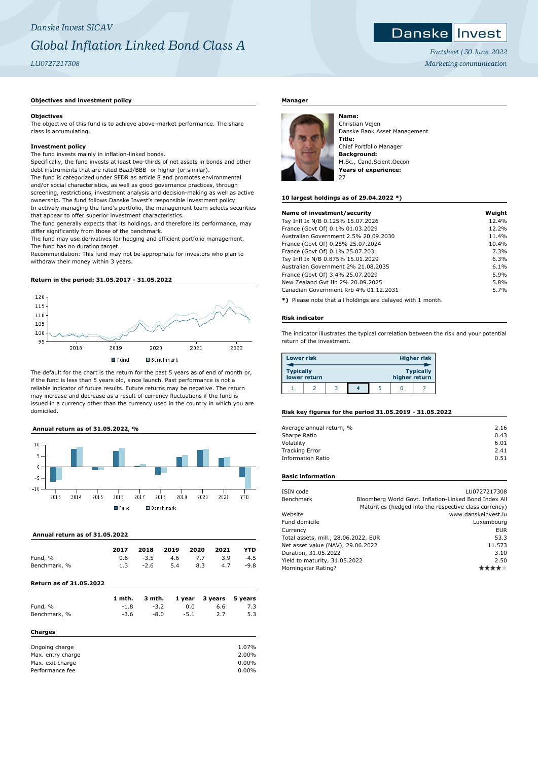*Danske Invest SICAV*

# *Global Inflation Linked Bond Class A*

*LU0727217308*

Danske Invest

*Factsheet | 30 June, 2022*
*Marketing communication*

## Objectives and investment policy

**Objectives**
The objective of this fund is to achieve above-market performance. The share class is accumulating.

**Investment policy**
The fund invests mainly in inflation-linked bonds.
Specifically, the fund invests at least two-thirds of net assets in bonds and other debt instruments that are rated Baa3/BBB- or higher (or similar).
The fund is categorized under SFDR as article 8 and promotes environmental and/or social characteristics, as well as good governance practices, through screening, restrictions, investment analysis and decision-making as well as active ownership. The fund follows Danske Invest's responsible investment policy.
In actively managing the fund's portfolio, the management team selects securities that appear to offer superior investment characteristics.
The fund generally expects that its holdings, and therefore its performance, may differ significantly from those of the benchmark.
The fund may use derivatives for hedging and efficient portfolio management.
The fund has no duration target.
Recommendation: This fund may not be appropriate for investors who plan to withdraw their money within 3 years.

## Return in the period: 31.05.2017 - 31.05.2022

120
115
110
105
100
95
2018 2019 2020 2021 2022
Fund Benchmark

The default for the chart is the return for the past 5 years as of end of month or, if the fund is less than 5 years old, since launch. Past performance is not a reliable indicator of future results. Future returns may be negative. The return may increase and decrease as a result of currency fluctuations if the fund is issued in a currency other than the currency used in the country in which you are domiciled.

## Annual return as of 31.05.2022, %

10
5
0
-5
-10
2013 2014 2015 2016 2017 2018 2019 2020 2021 YTD
Fund Benchmark

## Annual return as of 31.05.2022

| | 2017 | 2018 | 2019 | 2020 | 2021 | YTD |
|---|---|---|---|---|---|---|
| Fund, % | 0.6 | -3.5 | 4.6 | 7.7 | 3.9 | -4.5 |
| Benchmark, % | 1.3 | -2.6 | 5.4 | 8.3 | 4.7 | -9.8 |

## Return as of 31.05.2022

| | 1 mth. | 3 mth. | 1 year | 3 years | 5 years |
|---|---|---|---|---|---|
| Fund, % | -1.8 | -3.2 | 0.0 | 6.6 | 7.3 |
| Benchmark, % | -3.6 | -8.0 | -5.1 | 2.7 | 5.3 |

## Charges

| | |
|---|---|
| Ongoing charge | 1.07% |
| Max. entry charge | 2.00% |
| Max. exit charge | 0.00% |
| Performance fee | 0.00% |

## Manager

**Name:**
Christian Vejen
Danske Bank Asset Management
**Title:**
Chief Portfolio Manager
**Background:**
M.Sc., Cand.Scient.Oecon
**Years of experience:**
27

## 10 largest holdings as of 29.04.2022 *)

| Name of investment/security | Weight |
|---|---|
| Tsy Infl Ix N/B 0.125% 15.07.2026 | 12.4% |
| France (Govt Of) 0.1% 01.03.2029 | 12.2% |
| Australian Government 2.5% 20.09.2030 | 11.4% |
| France (Govt Of) 0.25% 25.07.2024 | 10.4% |
| France (Govt Of) 0.1% 25.07.2031 | 7.3% |
| Tsy Infl Ix N/B 0.875% 15.01.2029 | 6.3% |
| Australian Government 2% 21.08.2035 | 6.1% |
| France (Govt Of) 3.4% 25.07.2029 | 5.9% |
| New Zealand Gvt Ilb 2% 20.09.2025 | 5.8% |
| Canadian Government Rrb 4% 01.12.2031 | 5.7% |

**\*)** Please note that all holdings are delayed with 1 month.

## Risk indicator

The indicator illustrates the typical correlation between the risk and your potential return of the investment.

| Lower risk | | | | | | Higher risk |
|---|---|---|---|---|---|---|
| Typically lower return | | | | | | Typically higher return |
| 1 | 2 | 3 | **4** | 5 | 6 | 7 |

## Risk key figures for the period 31.05.2019 - 31.05.2022

| | |
|---|---|
| Average annual return, % | 2.16 |
| Sharpe Ratio | 0.43 |
| Volatility | 6.01 |
| Tracking Error | 2.41 |
| Information Ratio | 0.51 |

## Basic information

| | |
|---|---|
| ISIN code | LU0727217308 |
| Benchmark | Bloomberg World Govt. Inflation-Linked Bond Index All Maturities (hedged into the respective class currency) |
| Website | www.danskeinvest.lu |
| Fund domicile | Luxembourg |
| Currency | EUR |
| Total assets, mill., 28.06.2022, EUR | 53.3 |
| Net asset value (NAV), 29.06.2022 | 11.573 |
| Duration, 31.05.2022 | 3.10 |
| Yield to maturity, 31.05.2022 | 2.50 |
| Morningstar Rating? | ★★★★ |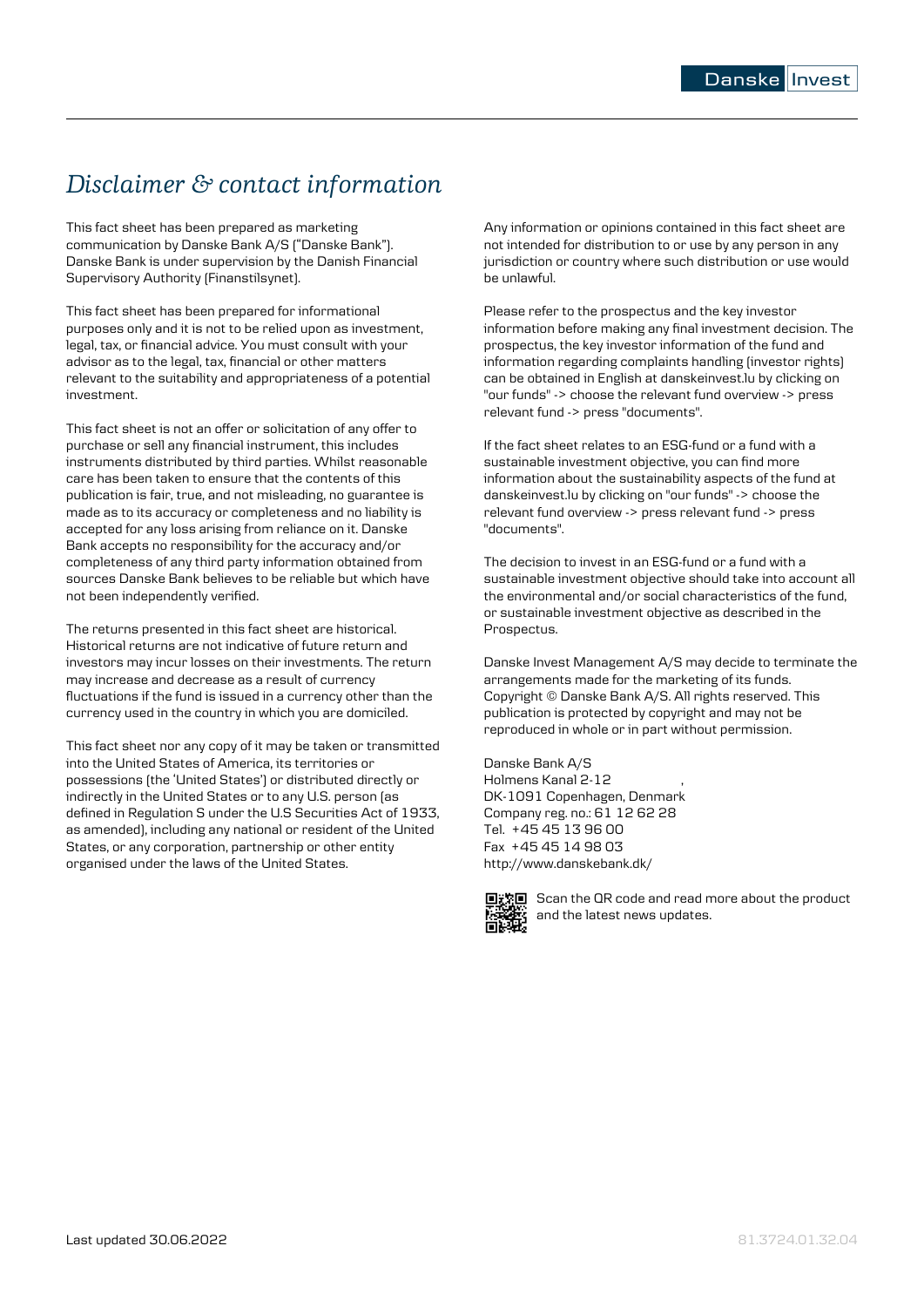# *Disclaimer & contact information*

This fact sheet has been prepared as marketing communication by Danske Bank A/S ("Danske Bank"). Danske Bank is under supervision by the Danish Financial Supervisory Authority (Finanstilsynet).

This fact sheet has been prepared for informational purposes only and it is not to be relied upon as investment, legal, tax, or financial advice. You must consult with your advisor as to the legal, tax, financial or other matters relevant to the suitability and appropriateness of a potential investment.

This fact sheet is not an offer or solicitation of any offer to purchase or sell any financial instrument, this includes instruments distributed by third parties. Whilst reasonable care has been taken to ensure that the contents of this publication is fair, true, and not misleading, no guarantee is made as to its accuracy or completeness and no liability is accepted for any loss arising from reliance on it. Danske Bank accepts no responsibility for the accuracy and/or completeness of any third party information obtained from sources Danske Bank believes to be reliable but which have not been independently verified.

The returns presented in this fact sheet are historical. Historical returns are not indicative of future return and investors may incur losses on their investments. The return may increase and decrease as a result of currency fluctuations if the fund is issued in a currency other than the currency used in the country in which you are domiciled.

This fact sheet nor any copy of it may be taken or transmitted into the United States of America, its territories or possessions (the 'United States') or distributed directly or indirectly in the United States or to any U.S. person (as defined in Regulation S under the U.S Securities Act of 1933, as amended), including any national or resident of the United States, or any corporation, partnership or other entity organised under the laws of the United States.

Any information or opinions contained in this fact sheet are not intended for distribution to or use by any person in any jurisdiction or country where such distribution or use would be unlawful.

Please refer to the prospectus and the key investor information before making any final investment decision. The prospectus, the key investor information of the fund and information regarding complaints handling (investor rights) can be obtained in English at danskeinvest.lu by clicking on "our funds" -> choose the relevant fund overview -> press relevant fund -> press "documents".

If the fact sheet relates to an ESG-fund or a fund with a sustainable investment objective, you can find more information about the sustainability aspects of the fund at danskeinvest.lu by clicking on "our funds" -> choose the relevant fund overview -> press relevant fund -> press "documents".

The decision to invest in an ESG-fund or a fund with a sustainable investment objective should take into account all the environmental and/or social characteristics of the fund, or sustainable investment objective as described in the Prospectus.

Danske Invest Management A/S may decide to terminate the arrangements made for the marketing of its funds. Copyright © Danske Bank A/S. All rights reserved. This publication is protected by copyright and may not be reproduced in whole or in part without permission.

Danske Bank A/S
Holmens Kanal 2-12
DK-1091 Copenhagen, Denmark
Company reg. no.: 61 12 62 28
Tel. +45 45 13 96 00
Fax +45 45 14 98 03
http://www.danskebank.dk/

Scan the QR code and read more about the product and the latest news updates.

Last updated 30.06.2022

81.3724.01.32.04